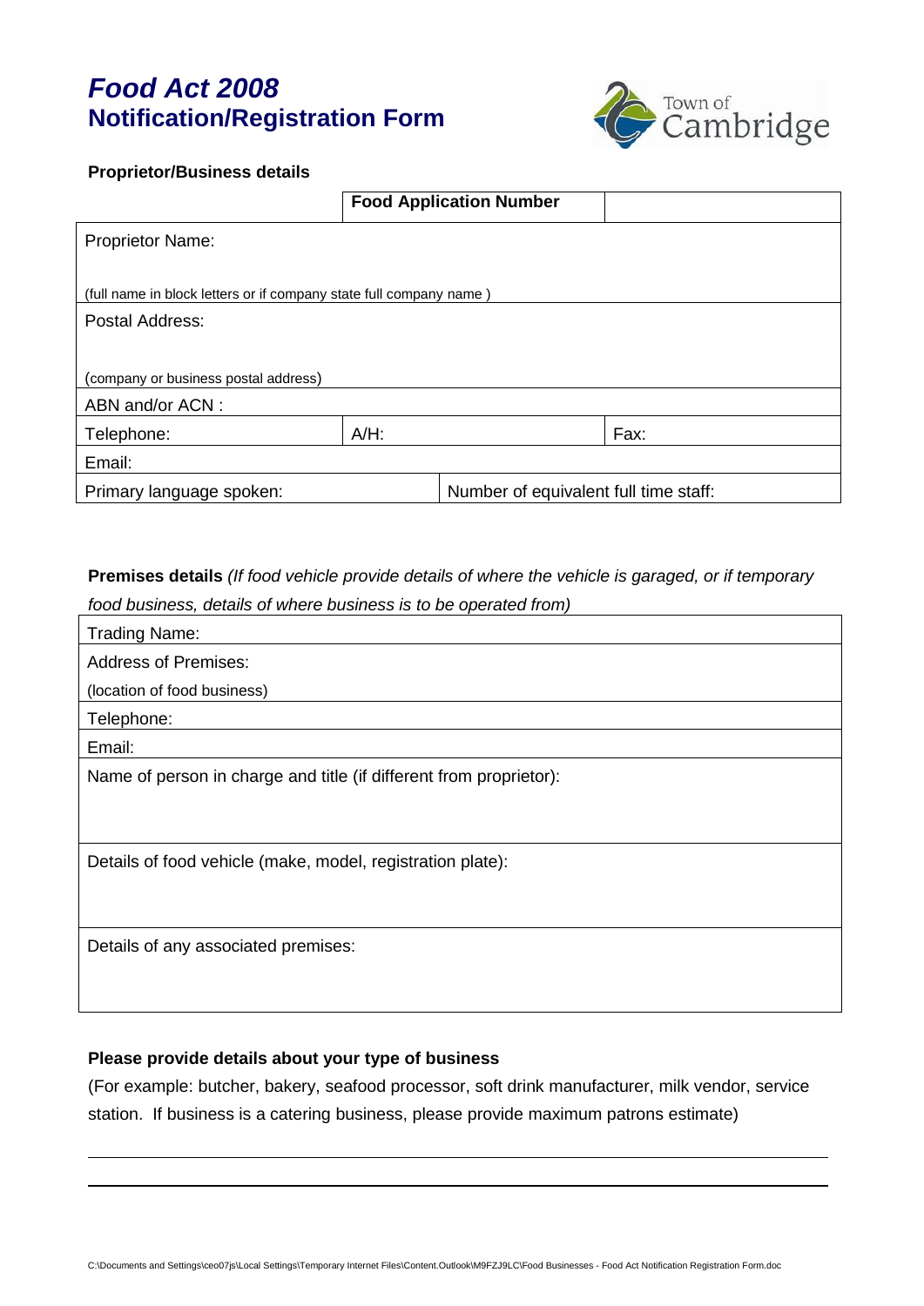# *Food Act 2008*
# Notification/Registration Form

Town of Cambridge

**Proprietor/Business details**

| | **Food Application Number** | | |
|---|---|---|---|
| Proprietor Name:<br><br>(full name in block letters or if company state full company name ) | | | |
| Postal Address:<br><br>(company or business postal address) | | | |
| ABN and/or ACN : | | | |
| Telephone: | A/H: | | Fax: |
| Email: | | | |
| Primary language spoken: | | Number of equivalent full time staff: | |

**Premises details** *(If food vehicle provide details of where the vehicle is garaged, or if temporary food business, details of where business is to be operated from)*

| |
|---|
| Trading Name: |
| Address of Premises:<br>(location of food business) |
| Telephone: |
| Email: |
| Name of person in charge and title (if different from proprietor): |
| Details of food vehicle (make, model, registration plate): |
| Details of any associated premises: |

**Please provide details about your type of business**

(For example: butcher, bakery, seafood processor, soft drink manufacturer, milk vendor, service station. If business is a catering business, please provide maximum patrons estimate)

\_\_\_\_\_\_\_\_\_\_\_\_\_\_\_\_\_\_\_\_\_\_\_\_\_\_\_\_\_\_\_\_\_\_\_\_\_\_\_\_\_\_\_\_\_\_\_\_\_\_\_\_\_\_\_\_\_\_\_\_\_\_\_\_\_\_\_\_\_\_\_\_\_\_\_\_

\_\_\_\_\_\_\_\_\_\_\_\_\_\_\_\_\_\_\_\_\_\_\_\_\_\_\_\_\_\_\_\_\_\_\_\_\_\_\_\_\_\_\_\_\_\_\_\_\_\_\_\_\_\_\_\_\_\_\_\_\_\_\_\_\_\_\_\_\_\_\_\_\_\_\_\_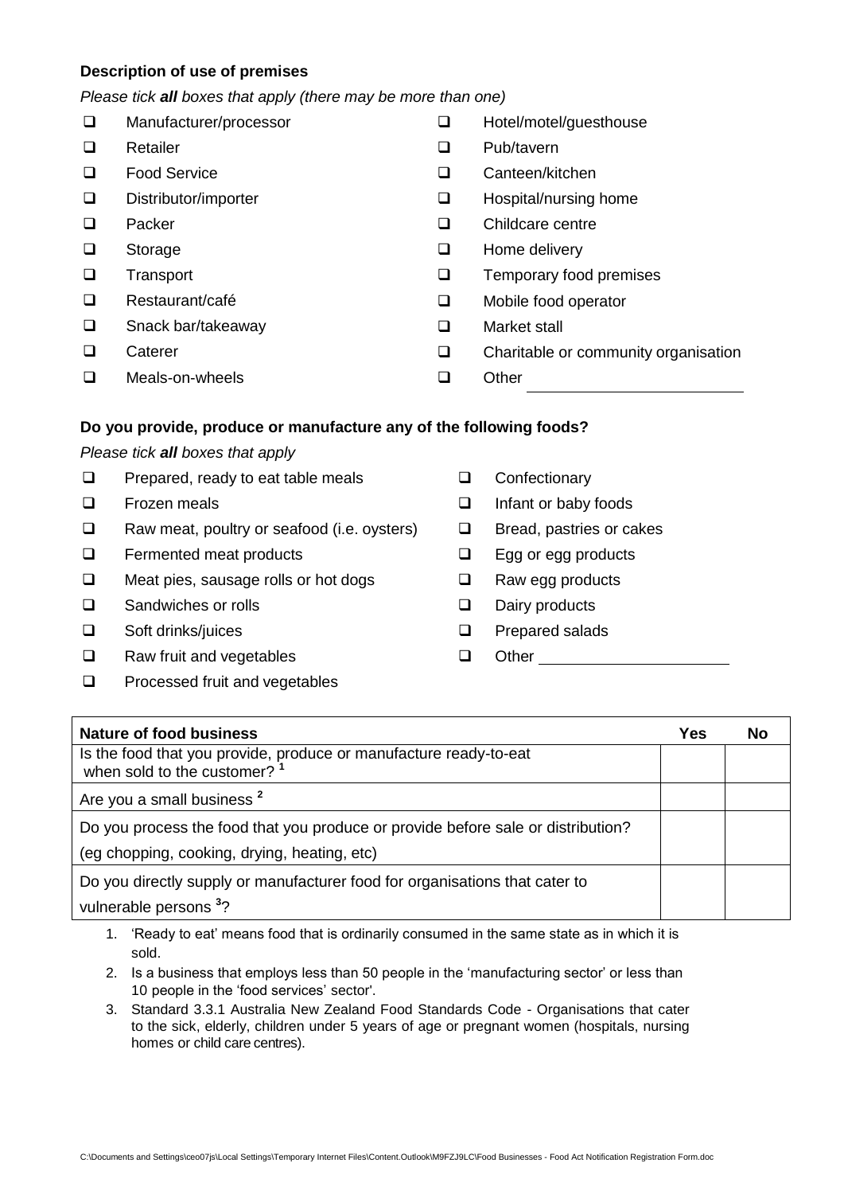**Description of use of premises**

*Please tick **all** boxes that apply (there may be more than one)*

- ☐ Manufacturer/processor
- ☐ Retailer
- ☐ Food Service
- ☐ Distributor/importer
- ☐ Packer
- ☐ Storage
- ☐ Transport
- ☐ Restaurant/café
- ☐ Snack bar/takeaway
- ☐ Caterer
- ☐ Meals-on-wheels
- ☐ Hotel/motel/guesthouse
- ☐ Pub/tavern
- ☐ Canteen/kitchen
- ☐ Hospital/nursing home
- ☐ Childcare centre
- ☐ Home delivery
- ☐ Temporary food premises
- ☐ Mobile food operator
- ☐ Market stall
- ☐ Charitable or community organisation
- ☐ Other ____________________

**Do you provide, produce or manufacture any of the following foods?**

*Please tick **all** boxes that apply*

- ☐ Prepared, ready to eat table meals
- ☐ Frozen meals
- ☐ Raw meat, poultry or seafood (i.e. oysters)
- ☐ Fermented meat products
- ☐ Meat pies, sausage rolls or hot dogs
- ☐ Sandwiches or rolls
- ☐ Soft drinks/juices
- ☐ Raw fruit and vegetables
- ☐ Processed fruit and vegetables
- ☐ Confectionary
- ☐ Infant or baby foods
- ☐ Bread, pastries or cakes
- ☐ Egg or egg products
- ☐ Raw egg products
- ☐ Dairy products
- ☐ Prepared salads
- ☐ Other ____________________

| **Nature of food business** | **Yes** | **No** |
|---|---|---|
| Is the food that you provide, produce or manufacture ready-to-eat when sold to the customer? [1] | | |
| Are you a small business [2] | | |
| Do you process the food that you produce or provide before sale or distribution? (eg chopping, cooking, drying, heating, etc) | | |
| Do you directly supply or manufacturer food for organisations that cater to vulnerable persons [3]? | | |

1. 'Ready to eat' means food that is ordinarily consumed in the same state as in which it is sold.
2. Is a business that employs less than 50 people in the 'manufacturing sector' or less than 10 people in the 'food services' sector'.
3. Standard 3.3.1 Australia New Zealand Food Standards Code - Organisations that cater to the sick, elderly, children under 5 years of age or pregnant women (hospitals, nursing homes or child care centres).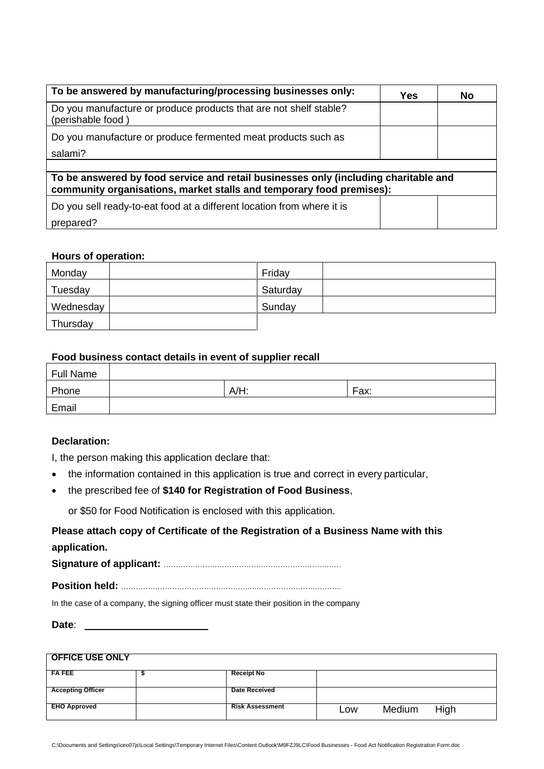| To be answered by manufacturing/processing businesses only: | Yes | No |
|---|---|---|
| Do you manufacture or produce products that are not shelf stable? (perishable food ) | | |
| Do you manufacture or produce fermented meat products such as salami? | | |
| | | |
| **To be answered by food service and retail businesses only (including charitable and community organisations, market stalls and temporary food premises):** | | |
| Do you sell ready-to-eat food at a different location from where it is prepared? | | |

**Hours of operation:**

| | | | |
|---|---|---|---|
| Monday | | Friday | |
| Tuesday | | Saturday | |
| Wednesday | | Sunday | |
| Thursday | | | |

**Food business contact details in event of supplier recall**

| | | | |
|---|---|---|---|
| Full Name | | | |
| Phone | | A/H: | Fax: |
| Email | | | |

**Declaration:**

I, the person making this application declare that:

- the information contained in this application is true and correct in every particular,
- the prescribed fee of **$140 for Registration of Food Business**,

  or $50 for Food Notification is enclosed with this application.

**Please attach copy of Certificate of the Registration of a Business Name with this application.**

**Signature of applicant:** ........................................................................

**Position held:** ........................................................................................

In the case of a company, the signing officer must state their position in the company

**Date**: ______________________

| OFFICE USE ONLY | | | |
|---|---|---|---|
| **FA FEE** | **$** | **Receipt No** | |
| **Accepting Officer** | | **Date Received** | |
| **EHO Approved** | | **Risk Assessment** | Low Medium High |

C:\Documents and Settings\ceo07js\Local Settings\Temporary Internet Files\Content.Outlook\M9FZJ9LC\Food Businesses - Food Act Notification Registration Form.doc